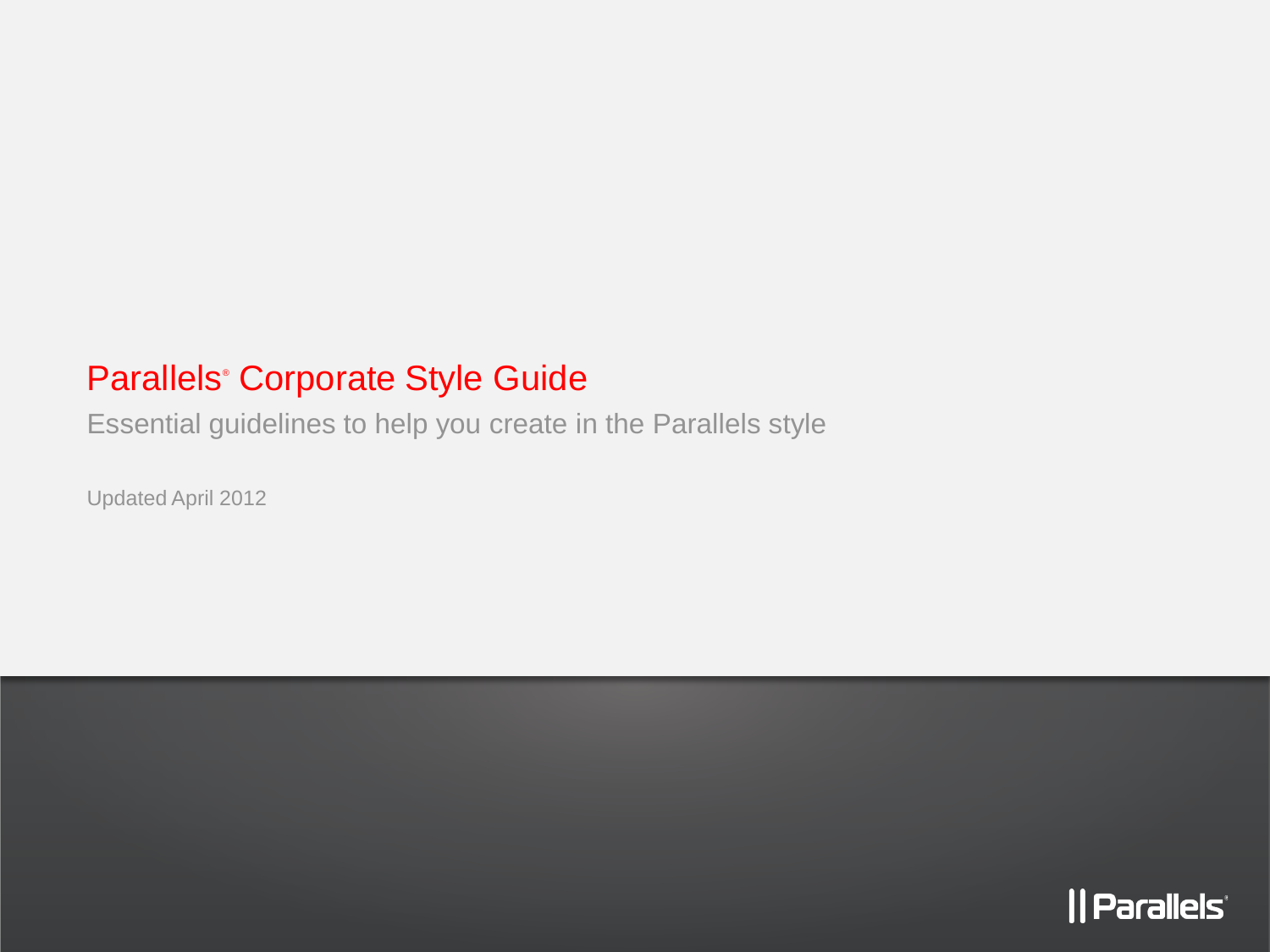# Parallels® Corporate Style Guide

Essential guidelines to help you create in the Parallels style

Updated April 2012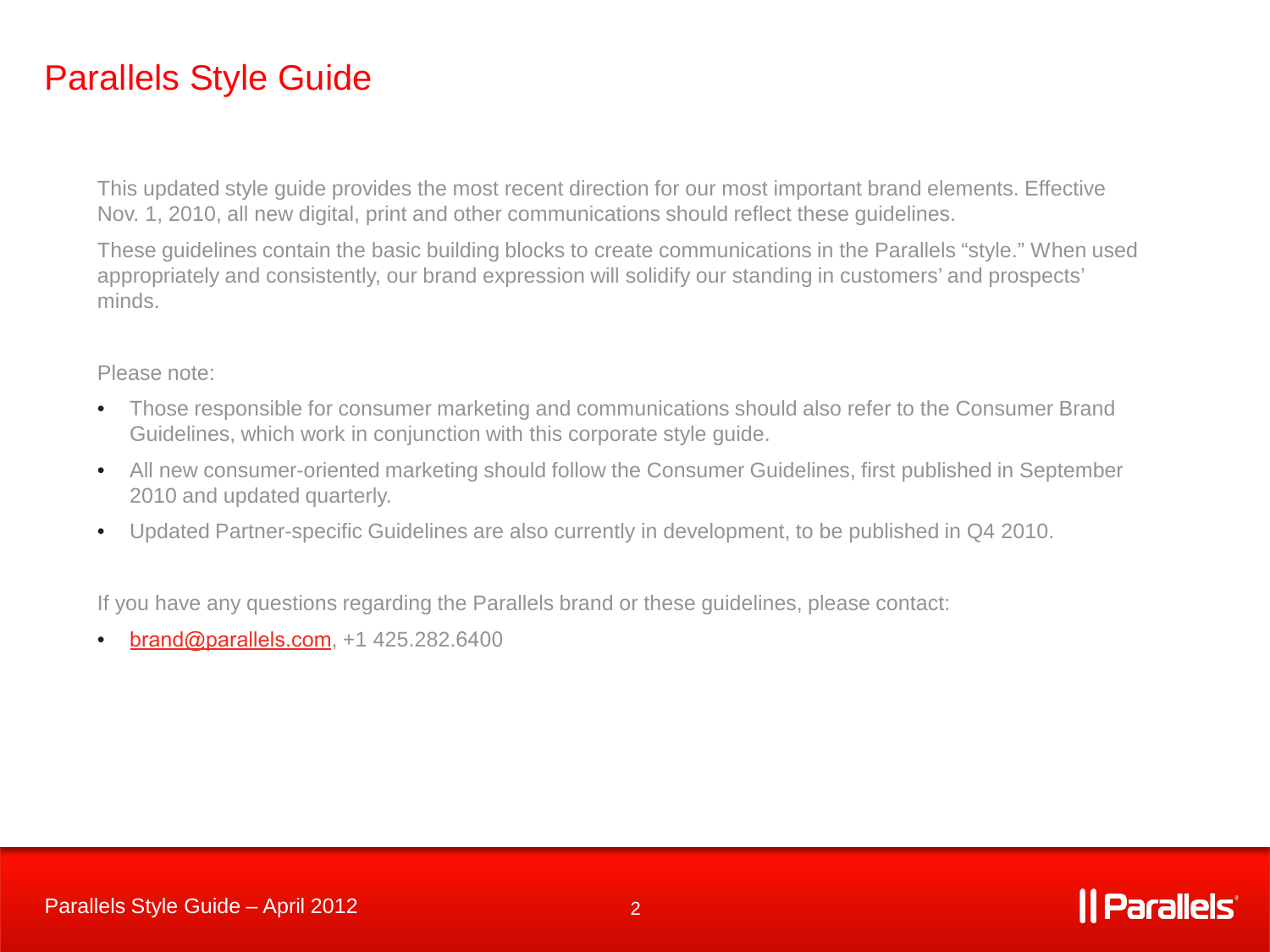# Parallels Style Guide

This updated style guide provides the most recent direction for our most important brand elements. Effective Nov. 1, 2010, all new digital, print and other communications should reflect these guidelines.

These guidelines contain the basic building blocks to create communications in the Parallels “style.” When used appropriately and consistently, our brand expression will solidify our standing in customers’ and prospects’ minds.

Please note:

- Those responsible for consumer marketing and communications should also refer to the Consumer Brand Guidelines, which work in conjunction with this corporate style guide.
- All new consumer-oriented marketing should follow the Consumer Guidelines, first published in September 2010 and updated quarterly.
- Updated Partner-specific Guidelines are also currently in development, to be published in Q4 2010.

If you have any questions regarding the Parallels brand or these guidelines, please contact:

- brand@parallels.com, +1 425.282.6400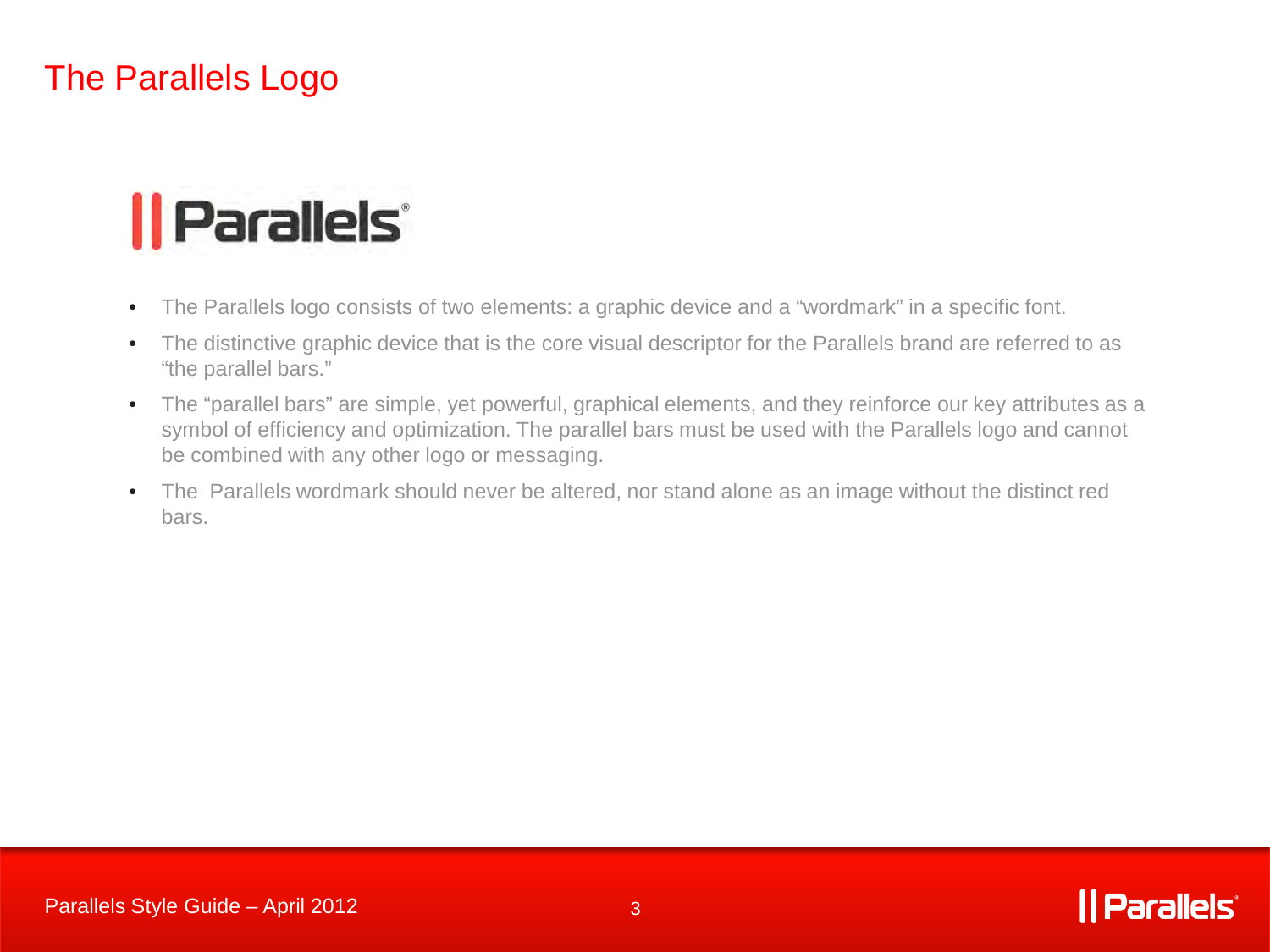# The Parallels Logo

- The Parallels logo consists of two elements: a graphic device and a “wordmark” in a specific font.
- The distinctive graphic device that is the core visual descriptor for the Parallels brand are referred to as “the parallel bars.”
- The “parallel bars” are simple, yet powerful, graphical elements, and they reinforce our key attributes as a symbol of efficiency and optimization. The parallel bars must be used with the Parallels logo and cannot be combined with any other logo or messaging.
- The  Parallels wordmark should never be altered, nor stand alone as an image without the distinct red bars.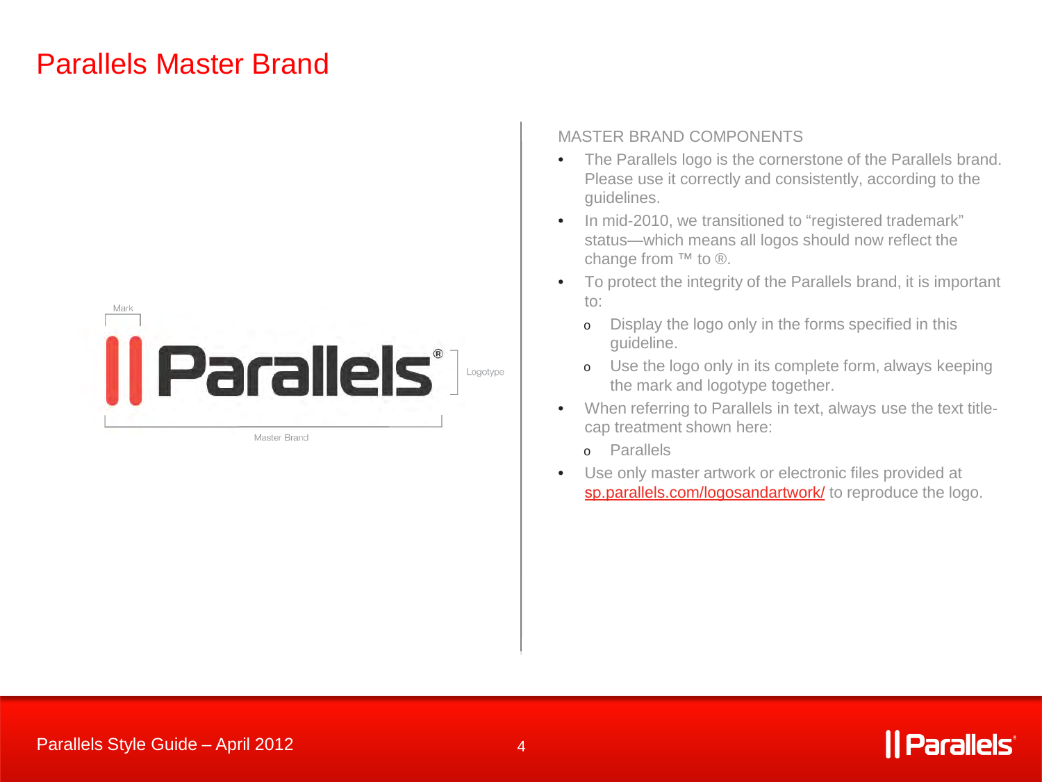# Parallels Master Brand

Mark

Logotype

Master Brand

MASTER BRAND COMPONENTS

- The Parallels logo is the cornerstone of the Parallels brand. Please use it correctly and consistently, according to the guidelines.
- In mid-2010, we transitioned to "registered trademark" status—which means all logos should now reflect the change from ™ to ®.
- To protect the integrity of the Parallels brand, it is important to:
  - Display the logo only in the forms specified in this guideline.
  - Use the logo only in its complete form, always keeping the mark and logotype together.
- When referring to Parallels in text, always use the text title-cap treatment shown here:
  - Parallels
- Use only master artwork or electronic files provided at sp.parallels.com/logosandartwork/ to reproduce the logo.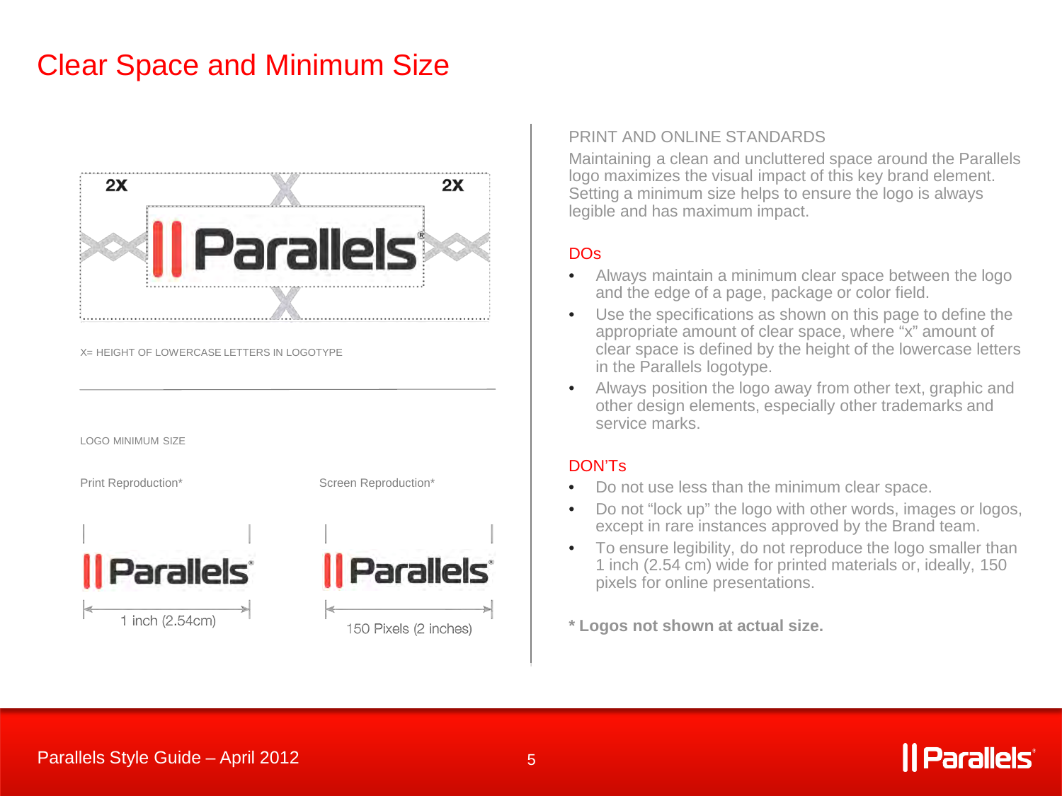# Clear Space and Minimum Size

2X 2X

X= HEIGHT OF LOWERCASE LETTERS IN LOGOTYPE

LOGO MINIMUM SIZE

Print Reproduction*

1 inch (2.54cm)

Screen Reproduction*

150 Pixels (2 inches)

PRINT AND ONLINE STANDARDS

Maintaining a clean and uncluttered space around the Parallels logo maximizes the visual impact of this key brand element. Setting a minimum size helps to ensure the logo is always legible and has maximum impact.

## DOs

- Always maintain a minimum clear space between the logo and the edge of a page, package or color field.
- Use the specifications as shown on this page to define the appropriate amount of clear space, where "x" amount of clear space is defined by the height of the lowercase letters in the Parallels logotype.
- Always position the logo away from other text, graphic and other design elements, especially other trademarks and service marks.

## DON'Ts

- Do not use less than the minimum clear space.
- Do not "lock up" the logo with other words, images or logos, except in rare instances approved by the Brand team.
- To ensure legibility, do not reproduce the logo smaller than 1 inch (2.54 cm) wide for printed materials or, ideally, 150 pixels for online presentations.

**\* Logos not shown at actual size.**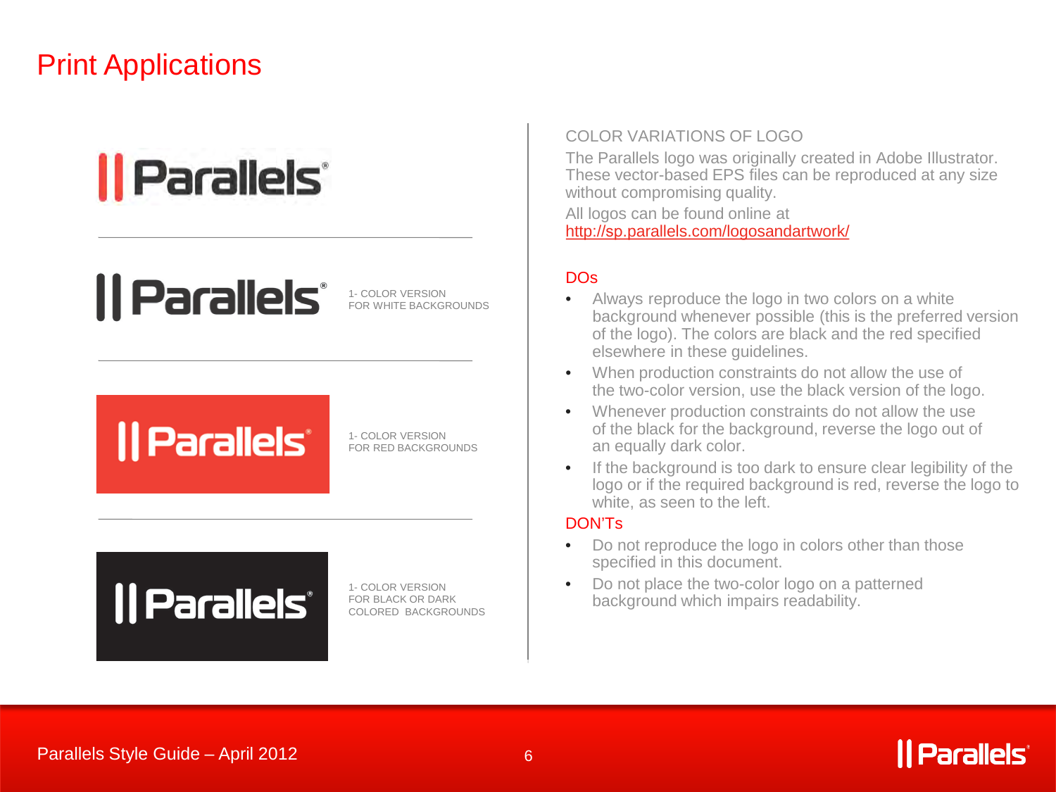# Print Applications

1- COLOR VERSION
FOR WHITE BACKGROUNDS

1- COLOR VERSION
FOR RED BACKGROUNDS

1- COLOR VERSION
FOR BLACK OR DARK COLORED BACKGROUNDS

## COLOR VARIATIONS OF LOGO

The Parallels logo was originally created in Adobe Illustrator. These vector-based EPS files can be reproduced at any size without compromising quality.

All logos can be found online at
http://sp.parallels.com/logosandartwork/

### DOs

- Always reproduce the logo in two colors on a white background whenever possible (this is the preferred version of the logo). The colors are black and the red specified elsewhere in these guidelines.
- When production constraints do not allow the use of the two-color version, use the black version of the logo.
- Whenever production constraints do not allow the use of the black for the background, reverse the logo out of an equally dark color.
- If the background is too dark to ensure clear legibility of the logo or if the required background is red, reverse the logo to white, as seen to the left.

### DON'Ts

- Do not reproduce the logo in colors other than those specified in this document.
- Do not place the two-color logo on a patterned background which impairs readability.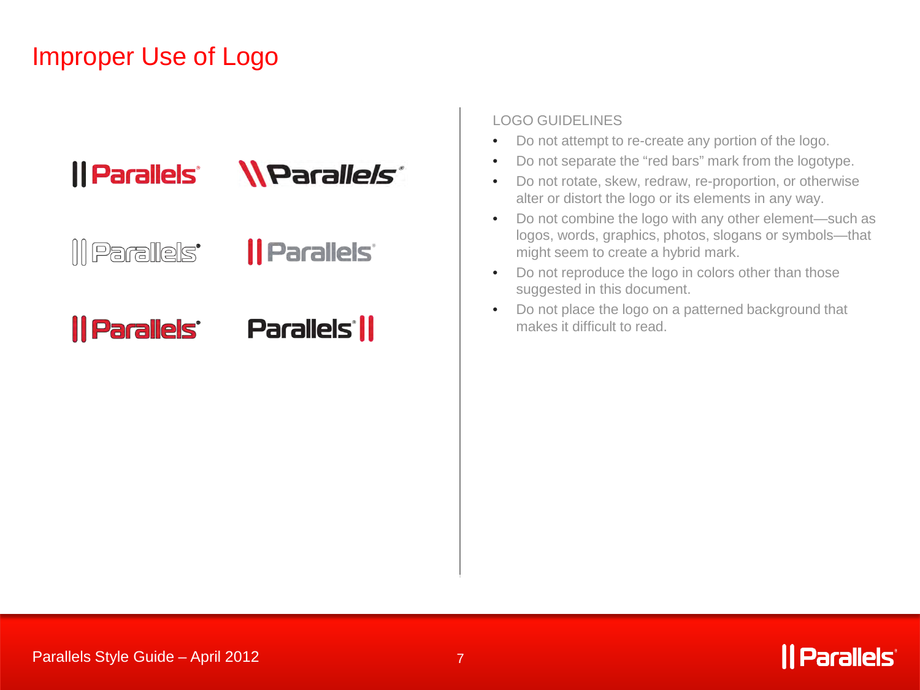# Improper Use of Logo

LOGO GUIDELINES

- Do not attempt to re-create any portion of the logo.
- Do not separate the “red bars” mark from the logotype.
- Do not rotate, skew, redraw, re-proportion, or otherwise alter or distort the logo or its elements in any way.
- Do not combine the logo with any other element—such as logos, words, graphics, photos, slogans or symbols—that might seem to create a hybrid mark.
- Do not reproduce the logo in colors other than those suggested in this document.
- Do not place the logo on a patterned background that makes it difficult to read.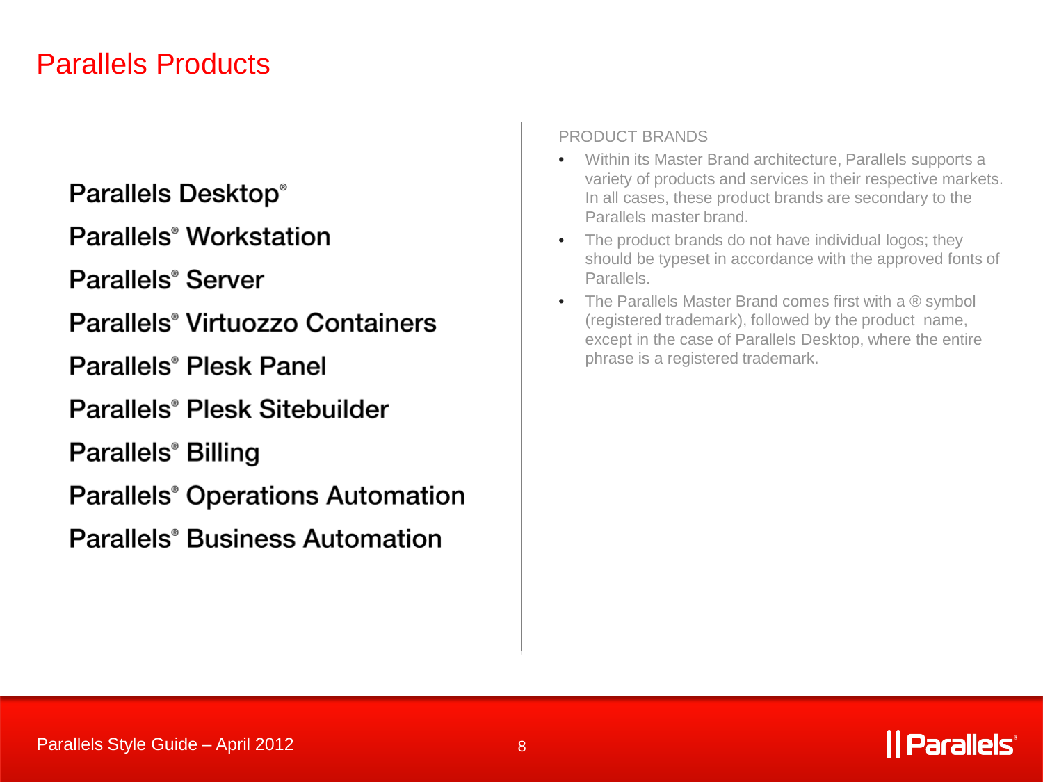# Parallels Products

Parallels Desktop®

Parallels® Workstation

Parallels® Server

Parallels® Virtuozzo Containers

Parallels® Plesk Panel

Parallels® Plesk Sitebuilder

Parallels® Billing

Parallels® Operations Automation

Parallels® Business Automation

PRODUCT BRANDS

- Within its Master Brand architecture, Parallels supports a variety of products and services in their respective markets. In all cases, these product brands are secondary to the Parallels master brand.
- The product brands do not have individual logos; they should be typeset in accordance with the approved fonts of Parallels.
- The Parallels Master Brand comes first with a ® symbol (registered trademark), followed by the product name, except in the case of Parallels Desktop, where the entire phrase is a registered trademark.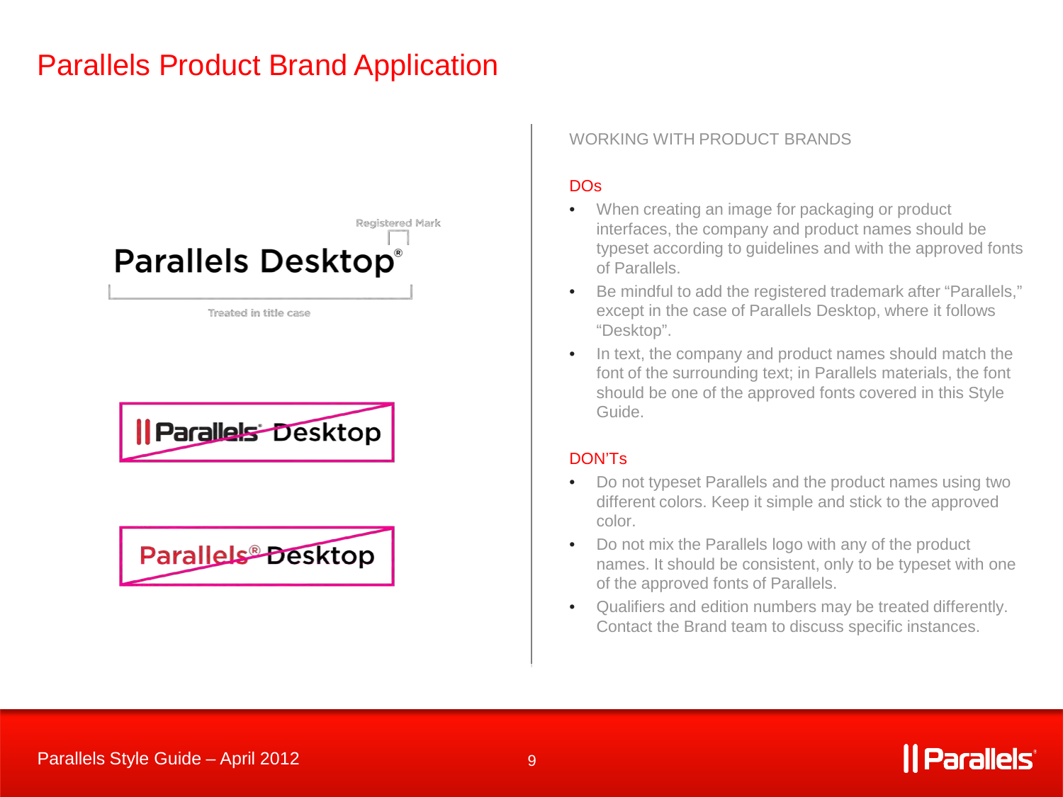# Parallels Product Brand Application

Registered Mark

Parallels Desktop®

Treated in title case

## WORKING WITH PRODUCT BRANDS

### DOs

- When creating an image for packaging or product interfaces, the company and product names should be typeset according to guidelines and with the approved fonts of Parallels.
- Be mindful to add the registered trademark after "Parallels," except in the case of Parallels Desktop, where it follows "Desktop".
- In text, the company and product names should match the font of the surrounding text; in Parallels materials, the font should be one of the approved fonts covered in this Style Guide.

### DON'Ts

- Do not typeset Parallels and the product names using two different colors. Keep it simple and stick to the approved color.
- Do not mix the Parallels logo with any of the product names. It should be consistent, only to be typeset with one of the approved fonts of Parallels.
- Qualifiers and edition numbers may be treated differently. Contact the Brand team to discuss specific instances.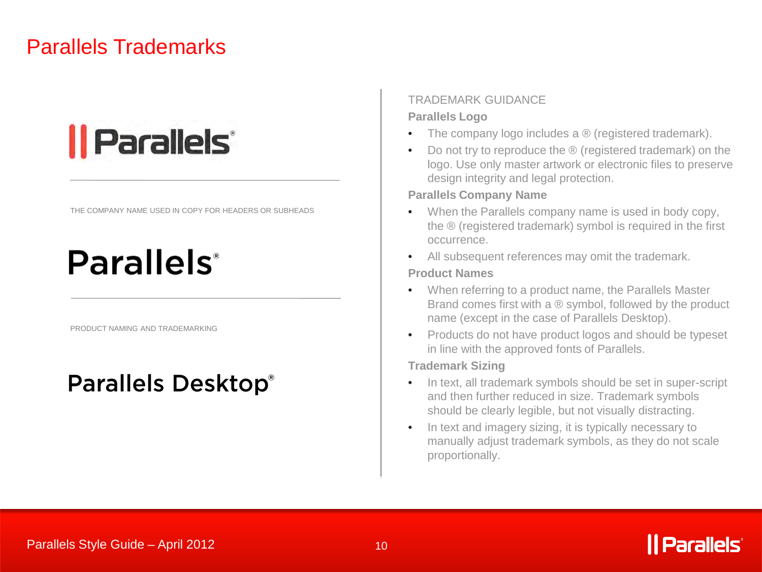# Parallels Trademarks

Parallels®

THE COMPANY NAME USED IN COPY FOR HEADERS OR SUBHEADS

Parallels®

PRODUCT NAMING AND TRADEMARKING

Parallels Desktop®

## TRADEMARK GUIDANCE

**Parallels Logo**

- The company logo includes a ® (registered trademark).
- Do not try to reproduce the ® (registered trademark) on the logo. Use only master artwork or electronic files to preserve design integrity and legal protection.

**Parallels Company Name**

- When the Parallels company name is used in body copy, the ® (registered trademark) symbol is required in the first occurrence.
- All subsequent references may omit the trademark.

**Product Names**

- When referring to a product name, the Parallels Master Brand comes first with a ® symbol, followed by the product name (except in the case of Parallels Desktop).
- Products do not have product logos and should be typeset in line with the approved fonts of Parallels.

**Trademark Sizing**

- In text, all trademark symbols should be set in super-script and then further reduced in size. Trademark symbols should be clearly legible, but not visually distracting.
- In text and imagery sizing, it is typically necessary to manually adjust trademark symbols, as they do not scale proportionally.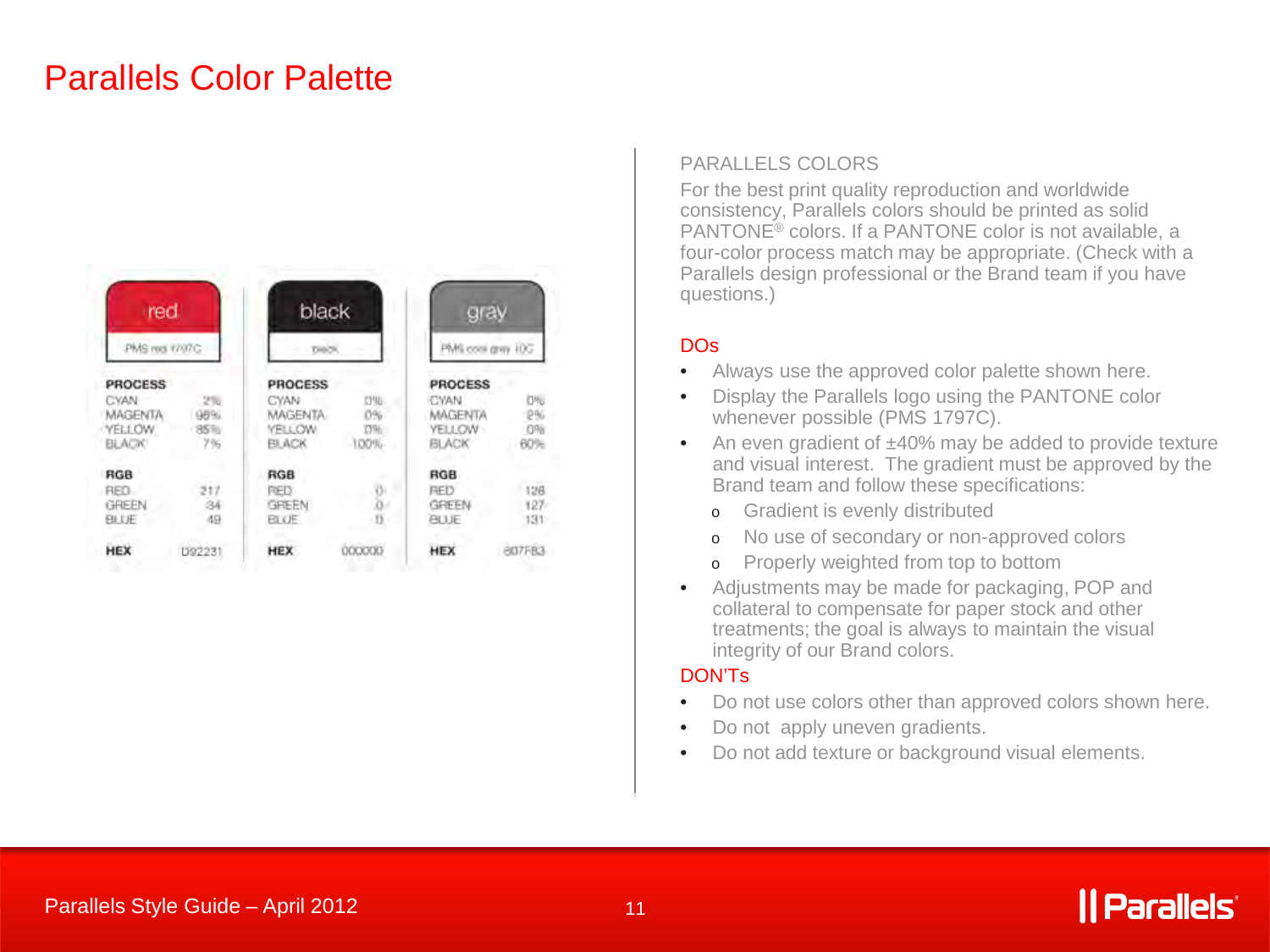# Parallels Color Palette

| red | black | gray |
|---|---|---|
| PMS red 1797C | black | PMS cool gray 10C |

| | red | black | gray |
|---|---|---|---|
| **PROCESS** | | | |
| CYAN | 2% | 0% | 0% |
| MAGENTA | 98% | 0% | 2% |
| YELLOW | 85% | 0% | 0% |
| BLACK | 7% | 100% | 60% |
| **RGB** | | | |
| RED | 217 | 0 | 128 |
| GREEN | 34 | 0 | 127 |
| BLUE | 49 | 0 | 131 |
| **HEX** | D92231 | 000000 | 807F83 |

PARALLELS COLORS

For the best print quality reproduction and worldwide consistency, Parallels colors should be printed as solid PANTONE® colors. If a PANTONE color is not available, a four-color process match may be appropriate. (Check with a Parallels design professional or the Brand team if you have questions.)

## DOs

- Always use the approved color palette shown here.
- Display the Parallels logo using the PANTONE color whenever possible (PMS 1797C).
- An even gradient of ±40% may be added to provide texture and visual interest. The gradient must be approved by the Brand team and follow these specifications:
  - Gradient is evenly distributed
  - No use of secondary or non-approved colors
  - Properly weighted from top to bottom
- Adjustments may be made for packaging, POP and collateral to compensate for paper stock and other treatments; the goal is always to maintain the visual integrity of our Brand colors.

## DON'Ts

- Do not use colors other than approved colors shown here.
- Do not apply uneven gradients.
- Do not add texture or background visual elements.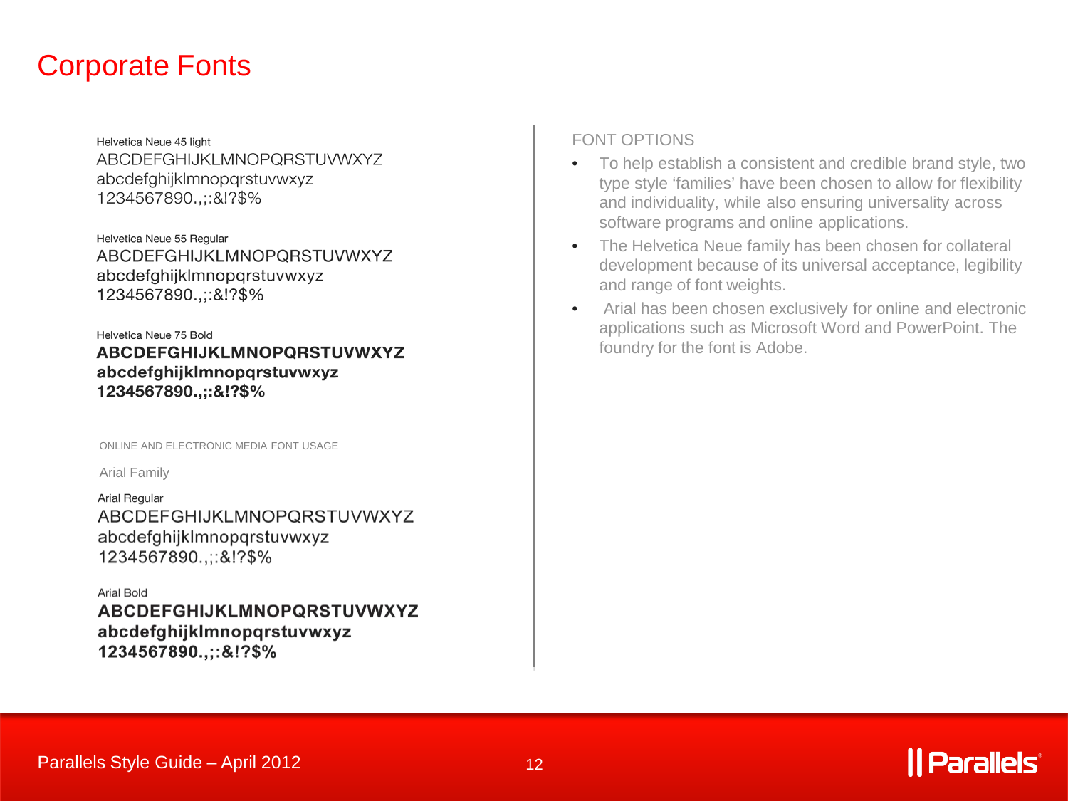# Corporate Fonts

Helvetica Neue 45 light

ABCDEFGHIJKLMNOPQRSTUVWXYZ
abcdefghijklmnopqrstuvwxyz
1234567890.,;:&!?$%

Helvetica Neue 55 Regular

ABCDEFGHIJKLMNOPQRSTUVWXYZ
abcdefghijklmnopqrstuvwxyz
1234567890.,;:&!?$%

Helvetica Neue 75 Bold

**ABCDEFGHIJKLMNOPQRSTUVWXYZ**
**abcdefghijklmnopqrstuvwxyz**
**1234567890.,;:&!?$%**

ONLINE AND ELECTRONIC MEDIA FONT USAGE

Arial Family

Arial Regular

ABCDEFGHIJKLMNOPQRSTUVWXYZ
abcdefghijklmnopqrstuvwxyz
1234567890.,;:&!?$%

Arial Bold

**ABCDEFGHIJKLMNOPQRSTUVWXYZ**
**abcdefghijklmnopqrstuvwxyz**
**1234567890.,;:&!?$%**

FONT OPTIONS

- To help establish a consistent and credible brand style, two type style 'families' have been chosen to allow for flexibility and individuality, while also ensuring universality across software programs and online applications.
- The Helvetica Neue family has been chosen for collateral development because of its universal acceptance, legibility and range of font weights.
- Arial has been chosen exclusively for online and electronic applications such as Microsoft Word and PowerPoint. The foundry for the font is Adobe.